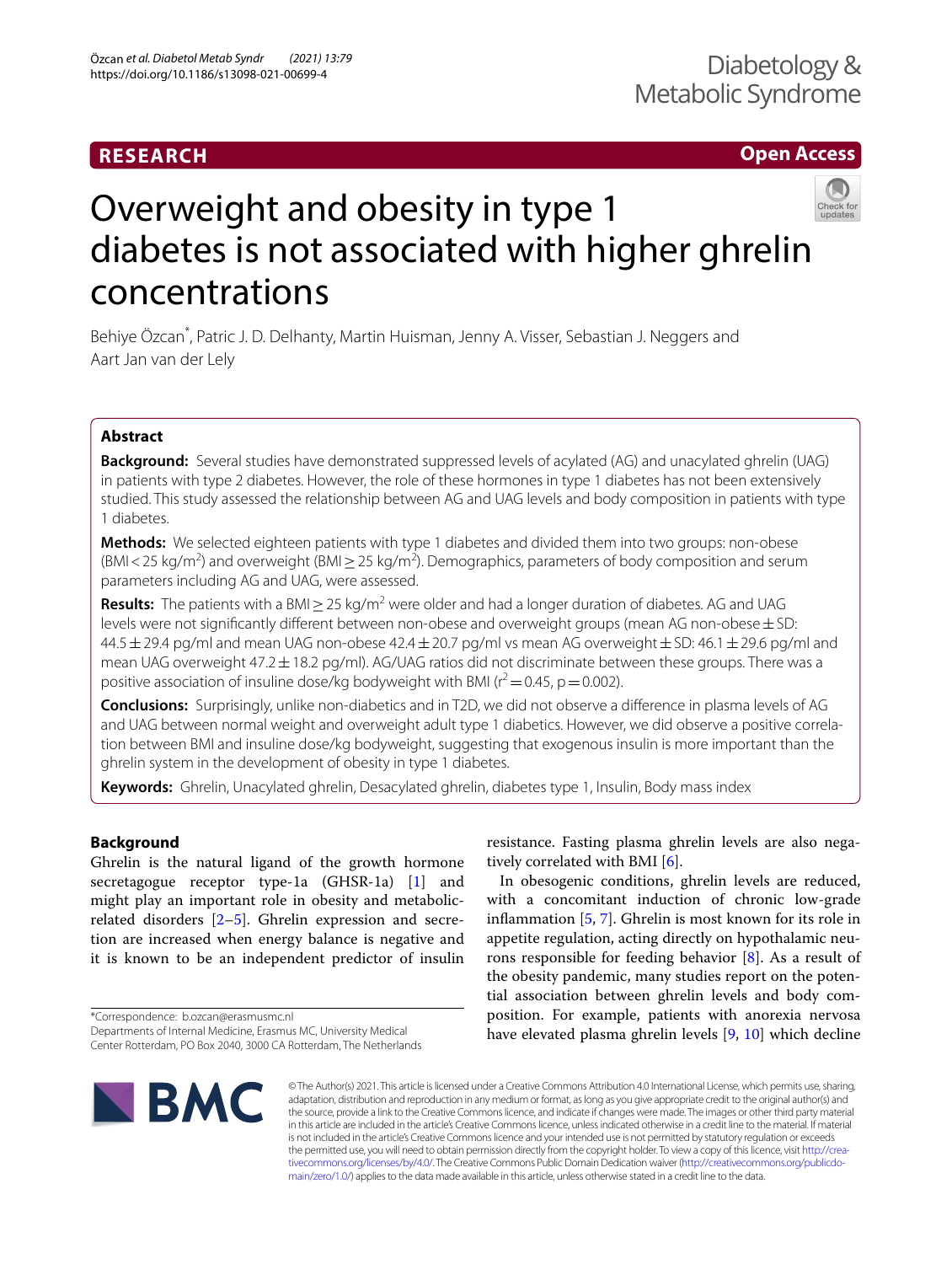RESEARCH

Open Access

# Overweight and obesity in type 1 diabetes is not associated with higher ghrelin concentrations

Behiye Özcan*, Patric J. D. Delhanty, Martin Huisman, Jenny A. Visser, Sebastian J. Neggers and Aart Jan van der Lely

## Abstract

**Background:** Several studies have demonstrated suppressed levels of acylated (AG) and unacylated ghrelin (UAG) in patients with type 2 diabetes. However, the role of these hormones in type 1 diabetes has not been extensively studied. This study assessed the relationship between AG and UAG levels and body composition in patients with type 1 diabetes.

**Methods:** We selected eighteen patients with type 1 diabetes and divided them into two groups: non-obese ($BMI < 25$ kg/m$^2$) and overweight ($BMI \geq 25$ kg/m$^2$). Demographics, parameters of body composition and serum parameters including AG and UAG, were assessed.

**Results:** The patients with a $BMI \geq 25$ kg/m$^2$ were older and had a longer duration of diabetes. AG and UAG levels were not significantly different between non-obese and overweight groups (mean AG non-obese ± SD: 44.5 ± 29.4 pg/ml and mean UAG non-obese 42.4 ± 20.7 pg/ml vs mean AG overweight ± SD: 46.1 ± 29.6 pg/ml and mean UAG overweight 47.2 ± 18.2 pg/ml). AG/UAG ratios did not discriminate between these groups. There was a positive association of insuline dose/kg bodyweight with BMI ($r^2 = 0.45$, $p = 0.002$).

**Conclusions:** Surprisingly, unlike non-diabetics and in T2D, we did not observe a difference in plasma levels of AG and UAG between normal weight and overweight adult type 1 diabetics. However, we did observe a positive correlation between BMI and insuline dose/kg bodyweight, suggesting that exogenous insulin is more important than the ghrelin system in the development of obesity in type 1 diabetes.

**Keywords:** Ghrelin, Unacylated ghrelin, Desacylated ghrelin, diabetes type 1, Insulin, Body mass index

## Background

Ghrelin is the natural ligand of the growth hormone secretagogue receptor type-1a (GHSR-1a) [1] and might play an important role in obesity and metabolic-related disorders [2–5]. Ghrelin expression and secretion are increased when energy balance is negative and it is known to be an independent predictor of insulin resistance. Fasting plasma ghrelin levels are also negatively correlated with BMI [6].

In obesogenic conditions, ghrelin levels are reduced, with a concomitant induction of chronic low-grade inflammation [5, 7]. Ghrelin is most known for its role in appetite regulation, acting directly on hypothalamic neurons responsible for feeding behavior [8]. As a result of the obesity pandemic, many studies report on the potential association between ghrelin levels and body composition. For example, patients with anorexia nervosa have elevated plasma ghrelin levels [9, 10] which decline

*Correspondence: b.ozcan@erasmusmc.nl
Departments of Internal Medicine, Erasmus MC, University Medical Center Rotterdam, PO Box 2040, 3000 CA Rotterdam, The Netherlands

© The Author(s) 2021. This article is licensed under a Creative Commons Attribution 4.0 International License, which permits use, sharing, adaptation, distribution and reproduction in any medium or format, as long as you give appropriate credit to the original author(s) and the source, provide a link to the Creative Commons licence, and indicate if changes were made. The images or other third party material in this article are included in the article's Creative Commons licence, unless indicated otherwise in a credit line to the material. If material is not included in the article's Creative Commons licence and your intended use is not permitted by statutory regulation or exceeds the permitted use, you will need to obtain permission directly from the copyright holder. To view a copy of this licence, visit http://creativecommons.org/licenses/by/4.0/. The Creative Commons Public Domain Dedication waiver (http://creativecommons.org/publicdomain/zero/1.0/) applies to the data made available in this article, unless otherwise stated in a credit line to the data.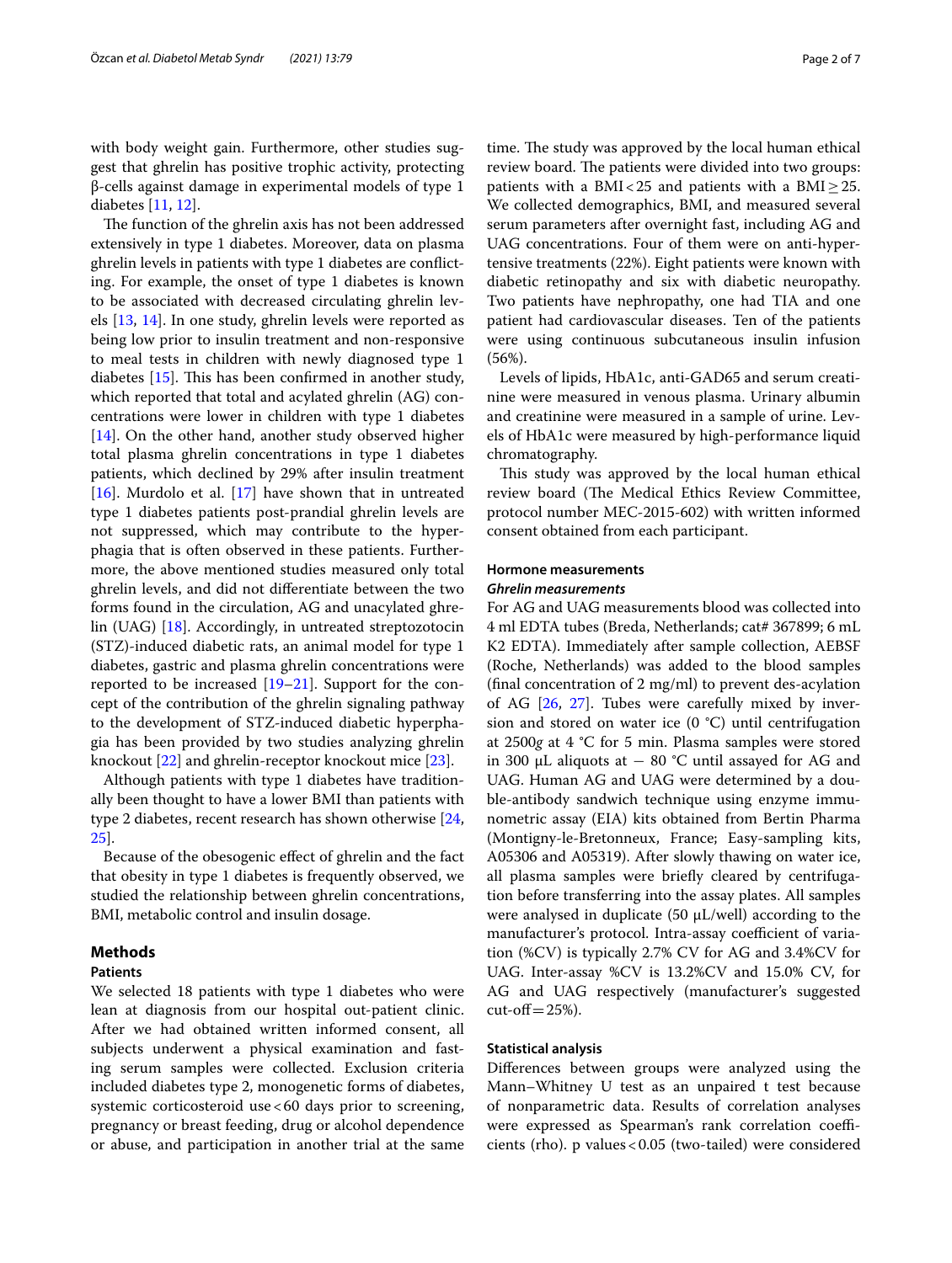with body weight gain. Furthermore, other studies suggest that ghrelin has positive trophic activity, protecting β-cells against damage in experimental models of type 1 diabetes [11, 12].

The function of the ghrelin axis has not been addressed extensively in type 1 diabetes. Moreover, data on plasma ghrelin levels in patients with type 1 diabetes are conflicting. For example, the onset of type 1 diabetes is known to be associated with decreased circulating ghrelin levels [13, 14]. In one study, ghrelin levels were reported as being low prior to insulin treatment and non-responsive to meal tests in children with newly diagnosed type 1 diabetes [15]. This has been confirmed in another study, which reported that total and acylated ghrelin (AG) concentrations were lower in children with type 1 diabetes [14]. On the other hand, another study observed higher total plasma ghrelin concentrations in type 1 diabetes patients, which declined by 29% after insulin treatment [16]. Murdolo et al. [17] have shown that in untreated type 1 diabetes patients post-prandial ghrelin levels are not suppressed, which may contribute to the hyperphagia that is often observed in these patients. Furthermore, the above mentioned studies measured only total ghrelin levels, and did not differentiate between the two forms found in the circulation, AG and unacylated ghrelin (UAG) [18]. Accordingly, in untreated streptozotocin (STZ)-induced diabetic rats, an animal model for type 1 diabetes, gastric and plasma ghrelin concentrations were reported to be increased [19–21]. Support for the concept of the contribution of the ghrelin signaling pathway to the development of STZ-induced diabetic hyperphagia has been provided by two studies analyzing ghrelin knockout [22] and ghrelin-receptor knockout mice [23].

Although patients with type 1 diabetes have traditionally been thought to have a lower BMI than patients with type 2 diabetes, recent research has shown otherwise [24, 25].

Because of the obesogenic effect of ghrelin and the fact that obesity in type 1 diabetes is frequently observed, we studied the relationship between ghrelin concentrations, BMI, metabolic control and insulin dosage.

## Methods

### Patients

We selected 18 patients with type 1 diabetes who were lean at diagnosis from our hospital out-patient clinic. After we had obtained written informed consent, all subjects underwent a physical examination and fasting serum samples were collected. Exclusion criteria included diabetes type 2, monogenetic forms of diabetes, systemic corticosteroid use < 60 days prior to screening, pregnancy or breast feeding, drug or alcohol dependence or abuse, and participation in another trial at the same time. The study was approved by the local human ethical review board. The patients were divided into two groups: patients with a BMI < 25 and patients with a BMI ≥ 25. We collected demographics, BMI, and measured several serum parameters after overnight fast, including AG and UAG concentrations. Four of them were on anti-hypertensive treatments (22%). Eight patients were known with diabetic retinopathy and six with diabetic neuropathy. Two patients have nephropathy, one had TIA and one patient had cardiovascular diseases. Ten of the patients were using continuous subcutaneous insulin infusion (56%).

Levels of lipids, HbA1c, anti-GAD65 and serum creatinine were measured in venous plasma. Urinary albumin and creatinine were measured in a sample of urine. Levels of HbA1c were measured by high-performance liquid chromatography.

This study was approved by the local human ethical review board (The Medical Ethics Review Committee, protocol number MEC-2015-602) with written informed consent obtained from each participant.

### Hormone measurements

#### *Ghrelin measurements*

For AG and UAG measurements blood was collected into 4 ml EDTA tubes (Breda, Netherlands; cat# 367899; 6 mL K2 EDTA). Immediately after sample collection, AEBSF (Roche, Netherlands) was added to the blood samples (final concentration of 2 mg/ml) to prevent des-acylation of AG [26, 27]. Tubes were carefully mixed by inversion and stored on water ice (0 °C) until centrifugation at 2500*g* at 4 °C for 5 min. Plasma samples were stored in 300 µL aliquots at − 80 °C until assayed for AG and UAG. Human AG and UAG were determined by a double-antibody sandwich technique using enzyme immunometric assay (EIA) kits obtained from Bertin Pharma (Montigny-le-Bretonneux, France; Easy-sampling kits, A05306 and A05319). After slowly thawing on water ice, all plasma samples were briefly cleared by centrifugation before transferring into the assay plates. All samples were analysed in duplicate (50 µL/well) according to the manufacturer's protocol. Intra-assay coefficient of variation (%CV) is typically 2.7% CV for AG and 3.4%CV for UAG. Inter-assay %CV is 13.2%CV and 15.0% CV, for AG and UAG respectively (manufacturer's suggested cut-off = 25%).

### Statistical analysis

Differences between groups were analyzed using the Mann–Whitney U test as an unpaired t test because of nonparametric data. Results of correlation analyses were expressed as Spearman's rank correlation coefficients (rho). p values < 0.05 (two-tailed) were considered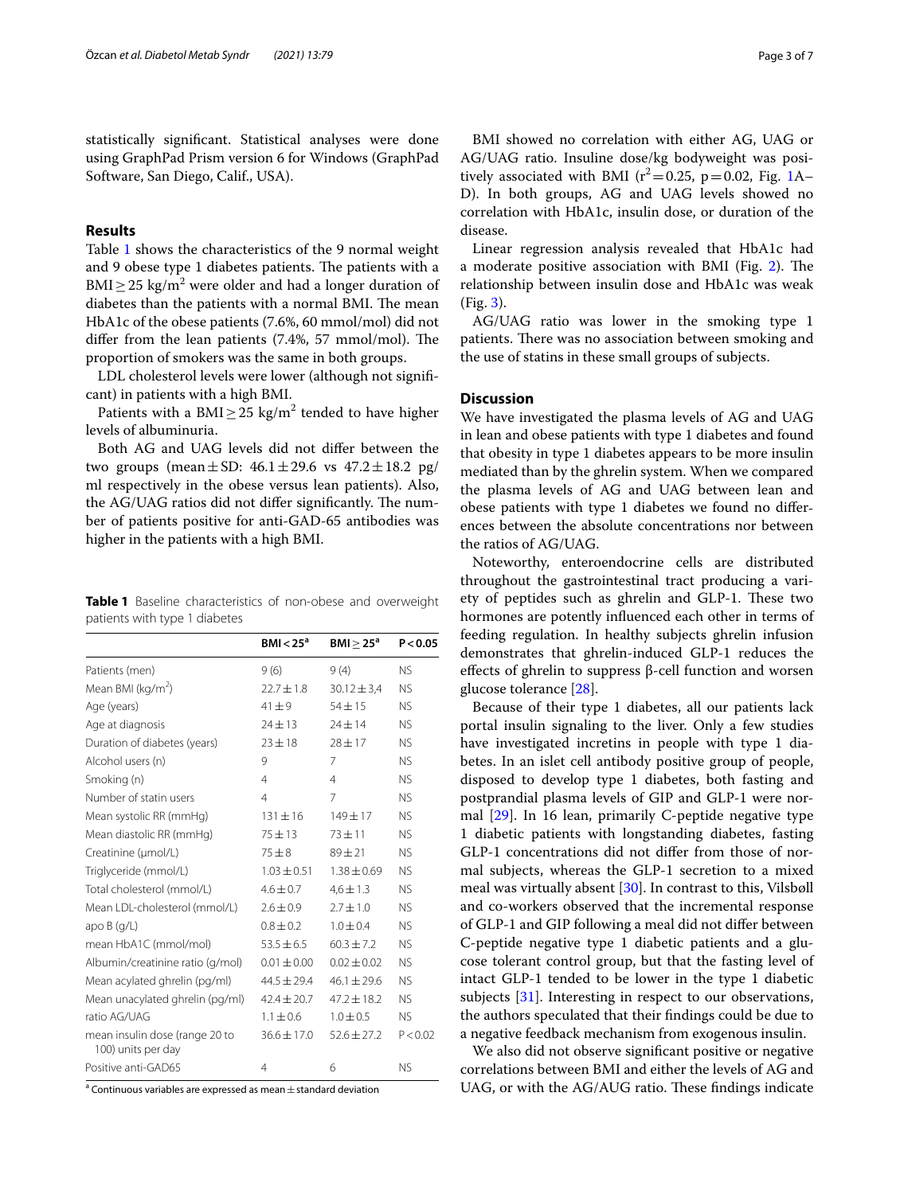statistically significant. Statistical analyses were done using GraphPad Prism version 6 for Windows (GraphPad Software, San Diego, Calif., USA).

## Results

Table 1 shows the characteristics of the 9 normal weight and 9 obese type 1 diabetes patients. The patients with a BMI ≥ 25 kg/m$^2$ were older and had a longer duration of diabetes than the patients with a normal BMI. The mean HbA1c of the obese patients (7.6%, 60 mmol/mol) did not differ from the lean patients (7.4%, 57 mmol/mol). The proportion of smokers was the same in both groups.

LDL cholesterol levels were lower (although not significant) in patients with a high BMI.

Patients with a BMI ≥ 25 kg/m$^2$ tended to have higher levels of albuminuria.

Both AG and UAG levels did not differ between the two groups (mean ± SD: 46.1 ± 29.6 vs 47.2 ± 18.2 pg/ml respectively in the obese versus lean patients). Also, the AG/UAG ratios did not differ significantly. The number of patients positive for anti-GAD-65 antibodies was higher in the patients with a high BMI.

**Table 1** Baseline characteristics of non-obese and overweight patients with type 1 diabetes

| | BMI < 25[a] | BMI ≥ 25[a] | P < 0.05 |
|---|---|---|---|
| Patients (men) | 9 (6) | 9 (4) | NS |
| Mean BMI (kg/m$^2$) | 22.7 ± 1.8 | 30.12 ± 3,4 | NS |
| Age (years) | 41 ± 9 | 54 ± 15 | NS |
| Age at diagnosis | 24 ± 13 | 24 ± 14 | NS |
| Duration of diabetes (years) | 23 ± 18 | 28 ± 17 | NS |
| Alcohol users (n) | 9 | 7 | NS |
| Smoking (n) | 4 | 4 | NS |
| Number of statin users | 4 | 7 | NS |
| Mean systolic RR (mmHg) | 131 ± 16 | 149 ± 17 | NS |
| Mean diastolic RR (mmHg) | 75 ± 13 | 73 ± 11 | NS |
| Creatinine (µmol/L) | 75 ± 8 | 89 ± 21 | NS |
| Triglyceride (mmol/L) | 1.03 ± 0.51 | 1.38 ± 0.69 | NS |
| Total cholesterol (mmol/L) | 4.6 ± 0.7 | 4,6 ± 1.3 | NS |
| Mean LDL-cholesterol (mmol/L) | 2.6 ± 0.9 | 2.7 ± 1.0 | NS |
| apo B (g/L) | 0.8 ± 0.2 | 1.0 ± 0.4 | NS |
| mean HbA1C (mmol/mol) | 53.5 ± 6.5 | 60.3 ± 7.2 | NS |
| Albumin/creatinine ratio (g/mol) | 0.01 ± 0.00 | 0.02 ± 0.02 | NS |
| Mean acylated ghrelin (pg/ml) | 44.5 ± 29.4 | 46.1 ± 29.6 | NS |
| Mean unacylated ghrelin (pg/ml) | 42.4 ± 20.7 | 47.2 ± 18.2 | NS |
| ratio AG/UAG | 1.1 ± 0.6 | 1.0 ± 0.5 | NS |
| mean insulin dose (range 20 to 100) units per day | 36.6 ± 17.0 | 52.6 ± 27.2 | P < 0.02 |
| Positive anti-GAD65 | 4 | 6 | NS |

[a] Continuous variables are expressed as mean ± standard deviation

BMI showed no correlation with either AG, UAG or AG/UAG ratio. Insuline dose/kg bodyweight was positively associated with BMI ($r^2 = 0.25$, $p = 0.02$, Fig. 1A–D). In both groups, AG and UAG levels showed no correlation with HbA1c, insulin dose, or duration of the disease.

Linear regression analysis revealed that HbA1c had a moderate positive association with BMI (Fig. 2). The relationship between insulin dose and HbA1c was weak (Fig. 3).

AG/UAG ratio was lower in the smoking type 1 patients. There was no association between smoking and the use of statins in these small groups of subjects.

## Discussion

We have investigated the plasma levels of AG and UAG in lean and obese patients with type 1 diabetes and found that obesity in type 1 diabetes appears to be more insulin mediated than by the ghrelin system. When we compared the plasma levels of AG and UAG between lean and obese patients with type 1 diabetes we found no differences between the absolute concentrations nor between the ratios of AG/UAG.

Noteworthy, enteroendocrine cells are distributed throughout the gastrointestinal tract producing a variety of peptides such as ghrelin and GLP-1. These two hormones are potently influenced each other in terms of feeding regulation. In healthy subjects ghrelin infusion demonstrates that ghrelin-induced GLP-1 reduces the effects of ghrelin to suppress β-cell function and worsen glucose tolerance [28].

Because of their type 1 diabetes, all our patients lack portal insulin signaling to the liver. Only a few studies have investigated incretins in people with type 1 diabetes. In an islet cell antibody positive group of people, disposed to develop type 1 diabetes, both fasting and postprandial plasma levels of GIP and GLP-1 were normal [29]. In 16 lean, primarily C-peptide negative type 1 diabetic patients with longstanding diabetes, fasting GLP-1 concentrations did not differ from those of normal subjects, whereas the GLP-1 secretion to a mixed meal was virtually absent [30]. In contrast to this, Vilsbøll and co-workers observed that the incremental response of GLP-1 and GIP following a meal did not differ between C-peptide negative type 1 diabetic patients and a glucose tolerant control group, but that the fasting level of intact GLP-1 tended to be lower in the type 1 diabetic subjects [31]. Interesting in respect to our observations, the authors speculated that their findings could be due to a negative feedback mechanism from exogenous insulin.

We also did not observe significant positive or negative correlations between BMI and either the levels of AG and UAG, or with the AG/AUG ratio. These findings indicate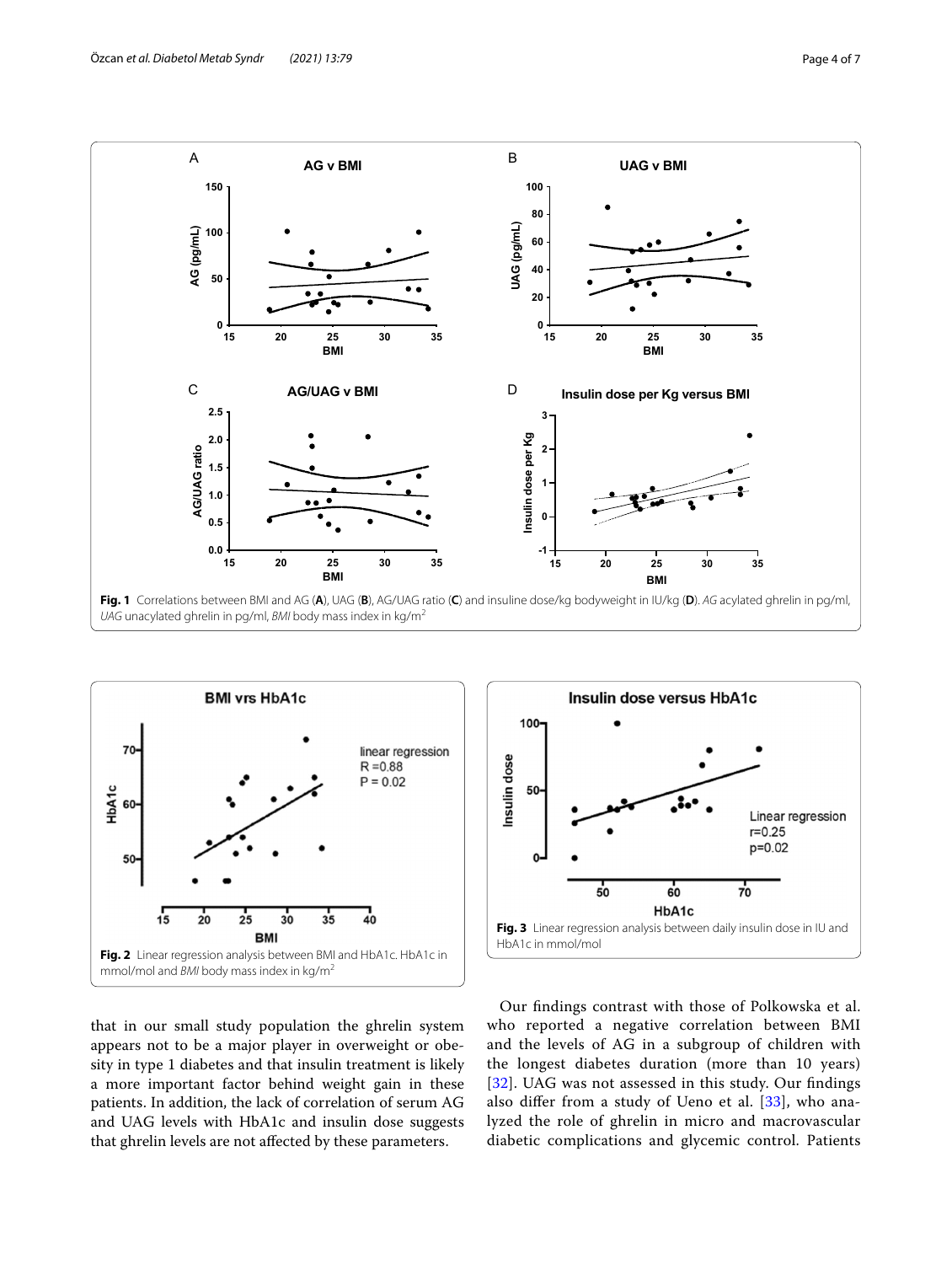Fig. 1 Correlations between BMI and AG (**A**), UAG (**B**), AG/UAG ratio (**C**) and insuline dose/kg bodyweight in IU/kg (**D**). *AG* acylated ghrelin in pg/ml, *UAG* unacylated ghrelin in pg/ml, *BMI* body mass index in kg/m$^2$

Fig. 2 Linear regression analysis between BMI and HbA1c. HbA1c in mmol/mol and *BMI* body mass index in kg/m$^2$

Fig. 3 Linear regression analysis between daily insulin dose in IU and HbA1c in mmol/mol

that in our small study population the ghrelin system appears not to be a major player in overweight or obesity in type 1 diabetes and that insulin treatment is likely a more important factor behind weight gain in these patients. In addition, the lack of correlation of serum AG and UAG levels with HbA1c and insulin dose suggests that ghrelin levels are not affected by these parameters.

Our findings contrast with those of Polkowska et al. who reported a negative correlation between BMI and the levels of AG in a subgroup of children with the longest diabetes duration (more than 10 years) [32]. UAG was not assessed in this study. Our findings also differ from a study of Ueno et al. [33], who analyzed the role of ghrelin in micro and macrovascular diabetic complications and glycemic control. Patients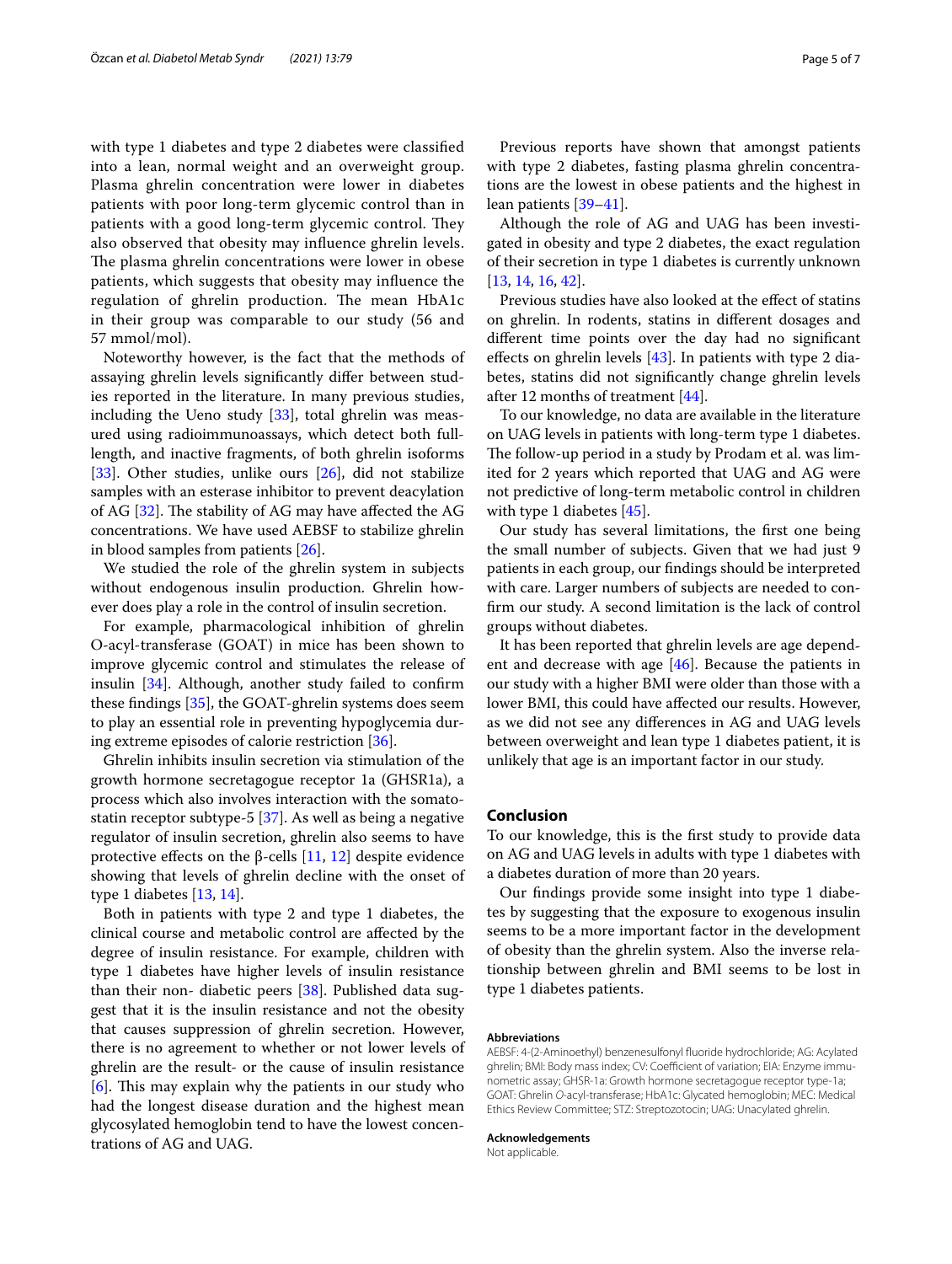with type 1 diabetes and type 2 diabetes were classified into a lean, normal weight and an overweight group. Plasma ghrelin concentration were lower in diabetes patients with poor long-term glycemic control than in patients with a good long-term glycemic control. They also observed that obesity may influence ghrelin levels. The plasma ghrelin concentrations were lower in obese patients, which suggests that obesity may influence the regulation of ghrelin production. The mean HbA1c in their group was comparable to our study (56 and 57 mmol/mol).

Noteworthy however, is the fact that the methods of assaying ghrelin levels significantly differ between studies reported in the literature. In many previous studies, including the Ueno study [33], total ghrelin was measured using radioimmunoassays, which detect both full-length, and inactive fragments, of both ghrelin isoforms [33]. Other studies, unlike ours [26], did not stabilize samples with an esterase inhibitor to prevent deacylation of AG [32]. The stability of AG may have affected the AG concentrations. We have used AEBSF to stabilize ghrelin in blood samples from patients [26].

We studied the role of the ghrelin system in subjects without endogenous insulin production. Ghrelin however does play a role in the control of insulin secretion.

For example, pharmacological inhibition of ghrelin O-acyl-transferase (GOAT) in mice has been shown to improve glycemic control and stimulates the release of insulin [34]. Although, another study failed to confirm these findings [35], the GOAT-ghrelin systems does seem to play an essential role in preventing hypoglycemia during extreme episodes of calorie restriction [36].

Ghrelin inhibits insulin secretion via stimulation of the growth hormone secretagogue receptor 1a (GHSR1a), a process which also involves interaction with the somatostatin receptor subtype-5 [37]. As well as being a negative regulator of insulin secretion, ghrelin also seems to have protective effects on the β-cells [11, 12] despite evidence showing that levels of ghrelin decline with the onset of type 1 diabetes [13, 14].

Both in patients with type 2 and type 1 diabetes, the clinical course and metabolic control are affected by the degree of insulin resistance. For example, children with type 1 diabetes have higher levels of insulin resistance than their non- diabetic peers [38]. Published data suggest that it is the insulin resistance and not the obesity that causes suppression of ghrelin secretion. However, there is no agreement to whether or not lower levels of ghrelin are the result- or the cause of insulin resistance [6]. This may explain why the patients in our study who had the longest disease duration and the highest mean glycosylated hemoglobin tend to have the lowest concentrations of AG and UAG.

Previous reports have shown that amongst patients with type 2 diabetes, fasting plasma ghrelin concentrations are the lowest in obese patients and the highest in lean patients [39–41].

Although the role of AG and UAG has been investigated in obesity and type 2 diabetes, the exact regulation of their secretion in type 1 diabetes is currently unknown [13, 14, 16, 42].

Previous studies have also looked at the effect of statins on ghrelin. In rodents, statins in different dosages and different time points over the day had no significant effects on ghrelin levels [43]. In patients with type 2 diabetes, statins did not significantly change ghrelin levels after 12 months of treatment [44].

To our knowledge, no data are available in the literature on UAG levels in patients with long-term type 1 diabetes. The follow-up period in a study by Prodam et al. was limited for 2 years which reported that UAG and AG were not predictive of long-term metabolic control in children with type 1 diabetes [45].

Our study has several limitations, the first one being the small number of subjects. Given that we had just 9 patients in each group, our findings should be interpreted with care. Larger numbers of subjects are needed to confirm our study. A second limitation is the lack of control groups without diabetes.

It has been reported that ghrelin levels are age dependent and decrease with age [46]. Because the patients in our study with a higher BMI were older than those with a lower BMI, this could have affected our results. However, as we did not see any differences in AG and UAG levels between overweight and lean type 1 diabetes patient, it is unlikely that age is an important factor in our study.

## Conclusion

To our knowledge, this is the first study to provide data on AG and UAG levels in adults with type 1 diabetes with a diabetes duration of more than 20 years.

Our findings provide some insight into type 1 diabetes by suggesting that the exposure to exogenous insulin seems to be a more important factor in the development of obesity than the ghrelin system. Also the inverse relationship between ghrelin and BMI seems to be lost in type 1 diabetes patients.

#### Abbreviations

AEBSF: 4-(2-Aminoethyl) benzenesulfonyl fluoride hydrochloride; AG: Acylated ghrelin; BMI: Body mass index; CV: Coefficient of variation; EIA: Enzyme immunometric assay; GHSR-1a: Growth hormone secretagogue receptor type-1a; GOAT: Ghrelin *O*-acyl-transferase; HbA1c: Glycated hemoglobin; MEC: Medical Ethics Review Committee; STZ: Streptozotocin; UAG: Unacylated ghrelin.

#### Acknowledgements

Not applicable.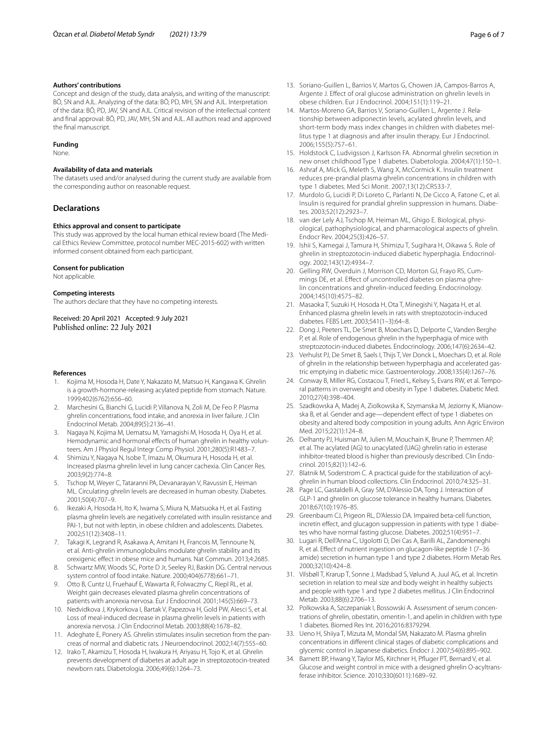#### Authors' contributions

Concept and design of the study, data analysis, and writing of the manuscript: BÖ, SN and AJL. Analyzing of the data: BÖ, PD, MH, SN and AJL. Interpretation of the data: BÖ, PD, JAV, SN and AJL. Critical revision of the intellectual content and final approval: BÖ, PD, JAV, MH, SN and AJL. All authors read and approved the final manuscript.

#### Funding

None.

#### Availability of data and materials

The datasets used and/or analysed during the current study are available from the corresponding author on reasonable request.

## Declarations

#### Ethics approval and consent to participate

This study was approved by the local human ethical review board (The Medical Ethics Review Committee, protocol number MEC-2015-602) with written informed consent obtained from each participant.

#### Consent for publication

Not applicable.

#### Competing interests

The authors declare that they have no competing interests.

Received: 20 April 2021 Accepted: 9 July 2021
Published online: 22 July 2021

#### References

1. Kojima M, Hosoda H, Date Y, Nakazato M, Matsuo H, Kangawa K. Ghrelin is a growth-hormone-releasing acylated peptide from stomach. Nature. 1999;402(6762):656–60.
2. Marchesini G, Bianchi G, Lucidi P, Villanova N, Zoli M, De Feo P. Plasma ghrelin concentrations, food intake, and anorexia in liver failure. J Clin Endocrinol Metab. 2004;89(5):2136–41.
3. Nagaya N, Kojima M, Uematsu M, Yamagishi M, Hosoda H, Oya H, et al. Hemodynamic and hormonal effects of human ghrelin in healthy volunteers. Am J Physiol Regul Integr Comp Physiol. 2001;280(5):R1483–7.
4. Shimizu Y, Nagaya N, Isobe T, Imazu M, Okumura H, Hosoda H, et al. Increased plasma ghrelin level in lung cancer cachexia. Clin Cancer Res. 2003;9(2):774–8.
5. Tschop M, Weyer C, Tataranni PA, Devanarayan V, Ravussin E, Heiman ML. Circulating ghrelin levels are decreased in human obesity. Diabetes. 2001;50(4):707–9.
6. Ikezaki A, Hosoda H, Ito K, Iwama S, Miura N, Matsuoka H, et al. Fasting plasma ghrelin levels are negatively correlated with insulin resistance and PAI-1, but not with leptin, in obese children and adolescents. Diabetes. 2002;51(12):3408–11.
7. Takagi K, Legrand R, Asakawa A, Amitani H, Francois M, Tennoune N, et al. Anti-ghrelin immunoglobulins modulate ghrelin stability and its orexigenic effect in obese mice and humans. Nat Commun. 2013;4:2685.
8. Schwartz MW, Woods SC, Porte D Jr, Seeley RJ, Baskin DG. Central nervous system control of food intake. Nature. 2000;404(6778):661–71.
9. Otto B, Cuntz U, Fruehauf E, Wawarta R, Folwaczny C, Riepl RL, et al. Weight gain decreases elevated plasma ghrelin concentrations of patients with anorexia nervosa. Eur J Endocrinol. 2001;145(5):669–73.
10. Nedvidkova J, Krykorkova I, Bartak V, Papezova H, Gold PW, Alesci S, et al. Loss of meal-induced decrease in plasma ghrelin levels in patients with anorexia nervosa. J Clin Endocrinol Metab. 2003;88(4):1678–82.
11. Adeghate E, Ponery AS. Ghrelin stimulates insulin secretion from the pancreas of normal and diabetic rats. J Neuroendocrinol. 2002;14(7):555–60.
12. Irako T, Akamizu T, Hosoda H, Iwakura H, Ariyasu H, Tojo K, et al. Ghrelin prevents development of diabetes at adult age in streptozotocin-treated newborn rats. Diabetologia. 2006;49(6):1264–73.
13. Soriano-Guillen L, Barrios V, Martos G, Chowen JA, Campos-Barros A, Argente J. Effect of oral glucose administration on ghrelin levels in obese children. Eur J Endocrinol. 2004;151(1):119–21.
14. Martos-Moreno GA, Barrios V, Soriano-Guillen L, Argente J. Relationship between adiponectin levels, acylated ghrelin levels, and short-term body mass index changes in children with diabetes mellitus type 1 at diagnosis and after insulin therapy. Eur J Endocrinol. 2006;155(5):757–61.
15. Holdstock C, Ludvigsson J, Karlsson FA. Abnormal ghrelin secretion in new onset childhood Type 1 diabetes. Diabetologia. 2004;47(1):150–1.
16. Ashraf A, Mick G, Meleth S, Wang X, McCormick K. Insulin treatment reduces pre-prandial plasma ghrelin concentrations in children with type 1 diabetes. Med Sci Monit. 2007;13(12):CR533-7.
17. Murdolo G, Lucidi P, Di Loreto C, Parlanti N, De Cicco A, Fatone C, et al. Insulin is required for prandial ghrelin suppression in humans. Diabetes. 2003;52(12):2923–7.
18. van der Lely AJ, Tschop M, Heiman ML, Ghigo E. Biological, physiological, pathophysiological, and pharmacological aspects of ghrelin. Endocr Rev. 2004;25(3):426–57.
19. Ishii S, Kamegai J, Tamura H, Shimizu T, Sugihara H, Oikawa S. Role of ghrelin in streptozotocin-induced diabetic hyperphagia. Endocrinology. 2002;143(12):4934–7.
20. Gelling RW, Overduin J, Morrison CD, Morton GJ, Frayo RS, Cummings DE, et al. Effect of uncontrolled diabetes on plasma ghrelin concentrations and ghrelin-induced feeding. Endocrinology. 2004;145(10):4575–82.
21. Masaoka T, Suzuki H, Hosoda H, Ota T, Minegishi Y, Nagata H, et al. Enhanced plasma ghrelin levels in rats with streptozotocin-induced diabetes. FEBS Lett. 2003;541(1–3):64–8.
22. Dong J, Peeters TL, De Smet B, Moechars D, Delporte C, Vanden Berghe P, et al. Role of endogenous ghrelin in the hyperphagia of mice with streptozotocin-induced diabetes. Endocrinology. 2006;147(6):2634–42.
23. Verhulst PJ, De Smet B, Saels I, Thijs T, Ver Donck L, Moechars D, et al. Role of ghrelin in the relationship between hyperphagia and accelerated gastric emptying in diabetic mice. Gastroenterology. 2008;135(4):1267–76.
24. Conway B, Miller RG, Costacou T, Fried L, Kelsey S, Evans RW, et al. Temporal patterns in overweight and obesity in Type 1 diabetes. Diabetic Med. 2010;27(4):398–404.
25. Szadkowska A, Madej A, Ziolkowska K, Szymanska M, Jeziorny K, Mianowska B, et al. Gender and age—dependent effect of type 1 diabetes on obesity and altered body composition in young adults. Ann Agric Environ Med. 2015;22(1):124–8.
26. Delhanty PJ, Huisman M, Julien M, Mouchain K, Brune P, Themmen AP, et al. The acylated (AG) to unacylated (UAG) ghrelin ratio in esterase inhibitor-treated blood is higher than previously described. Clin Endocrinol. 2015;82(1):142–6.
27. Blatnik M, Soderstrom C. A practical guide for the stabilization of acylghrelin in human blood collections. Clin Endocrinol. 2010;74:325–31.
28. Page LC, Gastaldelli A, Gray SM, D'Alessio DA, Tong J. Interaction of GLP-1 and ghrelin on glucose tolerance in healthy humans. Diabetes. 2018;67(10):1976–85.
29. Greenbaum CJ, Prigeon RL, D'Alessio DA. Impaired beta-cell function, incretin effect, and glucagon suppression in patients with type 1 diabetes who have normal fasting glucose. Diabetes. 2002;51(4):951–7.
30. Lugari R, Dell'Anna C, Ugolotti D, Dei Cas A, Barilli AL, Zandomeneghi R, et al. Effect of nutrient ingestion on glucagon-like peptide 1 (7–36 amide) secretion in human type 1 and type 2 diabetes. Horm Metab Res. 2000;32(10):424–8.
31. Vilsbøll T, Krarup T, Sonne J, Madsbad S, Vølund A, Juul AG, et al. Incretin secretion in relation to meal size and body weight in healthy subjects and people with type 1 and type 2 diabetes mellitus. J Clin Endocrinol Metab. 2003;88(6):2706–13.
32. Polkowska A, Szczepaniak I, Bossowski A. Assessment of serum concentrations of ghrelin, obestatin, omentin-1, and apelin in children with type 1 diabetes. Biomed Res Int. 2016;2016:8379294.
33. Ueno H, Shiiya T, Mizuta M, Mondal SM, Nakazato M. Plasma ghrelin concentrations in different clinical stages of diabetic complications and glycemic control in Japanese diabetics. Endocr J. 2007;54(6):895–902.
34. Barnett BP, Hwang Y, Taylor MS, Kirchner H, Pfluger PT, Bernard V, et al. Glucose and weight control in mice with a designed ghrelin O-acyltransferase inhibitor. Science. 2010;330(6011):1689–92.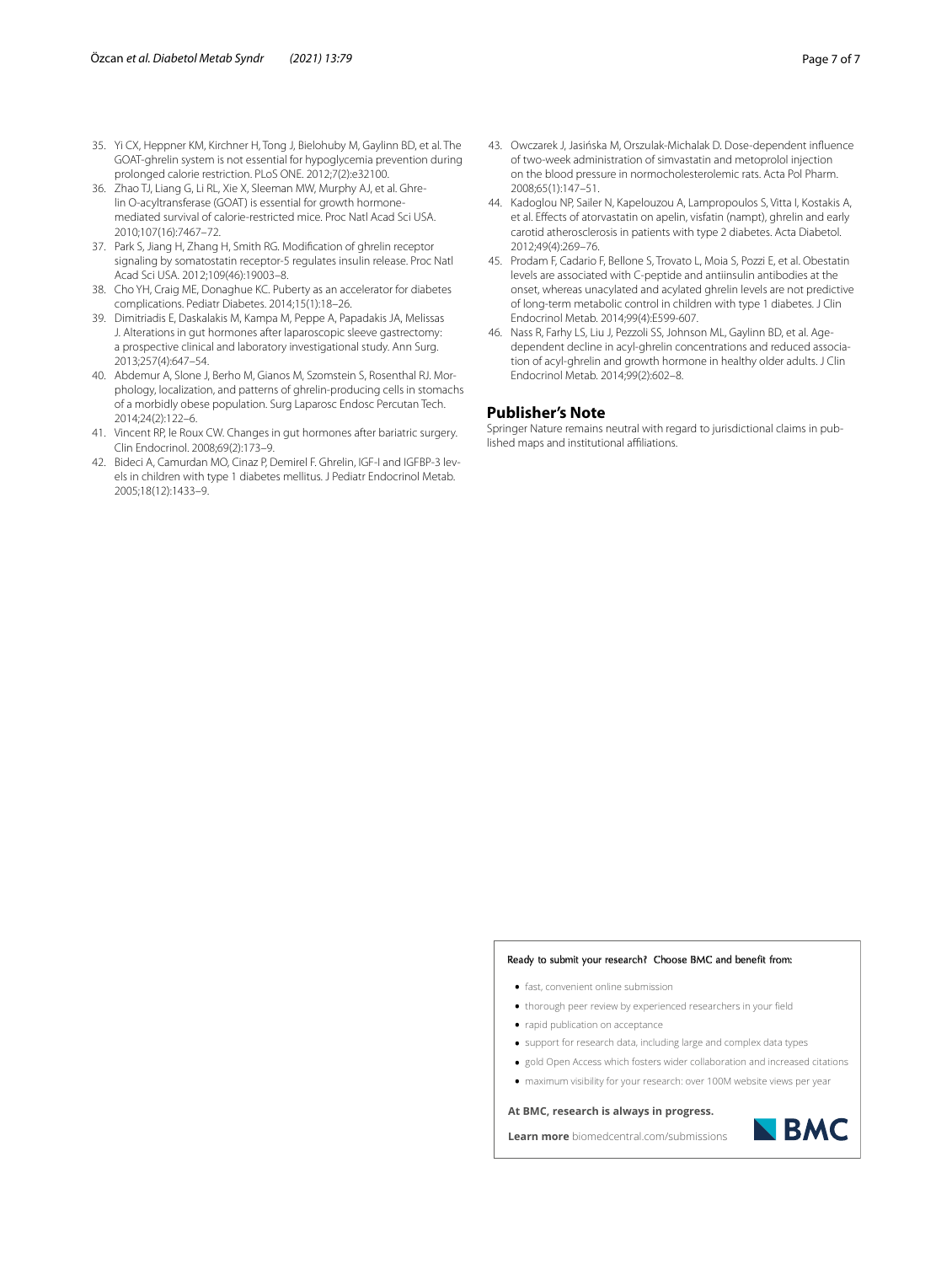35. Yi CX, Heppner KM, Kirchner H, Tong J, Bielohuby M, Gaylinn BD, et al. The GOAT-ghrelin system is not essential for hypoglycemia prevention during prolonged calorie restriction. PLoS ONE. 2012;7(2):e32100.
36. Zhao TJ, Liang G, Li RL, Xie X, Sleeman MW, Murphy AJ, et al. Ghrelin O-acyltransferase (GOAT) is essential for growth hormone-mediated survival of calorie-restricted mice. Proc Natl Acad Sci USA. 2010;107(16):7467–72.
37. Park S, Jiang H, Zhang H, Smith RG. Modification of ghrelin receptor signaling by somatostatin receptor-5 regulates insulin release. Proc Natl Acad Sci USA. 2012;109(46):19003–8.
38. Cho YH, Craig ME, Donaghue KC. Puberty as an accelerator for diabetes complications. Pediatr Diabetes. 2014;15(1):18–26.
39. Dimitriadis E, Daskalakis M, Kampa M, Peppe A, Papadakis JA, Melissas J. Alterations in gut hormones after laparoscopic sleeve gastrectomy: a prospective clinical and laboratory investigational study. Ann Surg. 2013;257(4):647–54.
40. Abdemur A, Slone J, Berho M, Gianos M, Szomstein S, Rosenthal RJ. Morphology, localization, and patterns of ghrelin-producing cells in stomachs of a morbidly obese population. Surg Laparosc Endosc Percutan Tech. 2014;24(2):122–6.
41. Vincent RP, le Roux CW. Changes in gut hormones after bariatric surgery. Clin Endocrinol. 2008;69(2):173–9.
42. Bideci A, Camurdan MO, Cinaz P, Demirel F. Ghrelin, IGF-I and IGFBP-3 levels in children with type 1 diabetes mellitus. J Pediatr Endocrinol Metab. 2005;18(12):1433–9.
43. Owczarek J, Jasińska M, Orszulak-Michalak D. Dose-dependent influence of two-week administration of simvastatin and metoprolol injection on the blood pressure in normocholesterolemic rats. Acta Pol Pharm. 2008;65(1):147–51.
44. Kadoglou NP, Sailer N, Kapelouzou A, Lampropoulos S, Vitta I, Kostakis A, et al. Effects of atorvastatin on apelin, visfatin (nampt), ghrelin and early carotid atherosclerosis in patients with type 2 diabetes. Acta Diabetol. 2012;49(4):269–76.
45. Prodam F, Cadario F, Bellone S, Trovato L, Moia S, Pozzi E, et al. Obestatin levels are associated with C-peptide and antiinsulin antibodies at the onset, whereas unacylated and acylated ghrelin levels are not predictive of long-term metabolic control in children with type 1 diabetes. J Clin Endocrinol Metab. 2014;99(4):E599-607.
46. Nass R, Farhy LS, Liu J, Pezzoli SS, Johnson ML, Gaylinn BD, et al. Age-dependent decline in acyl-ghrelin concentrations and reduced association of acyl-ghrelin and growth hormone in healthy older adults. J Clin Endocrinol Metab. 2014;99(2):602–8.

## Publisher's Note

Springer Nature remains neutral with regard to jurisdictional claims in published maps and institutional affiliations.

Ready to submit your research? Choose BMC and benefit from:

- fast, convenient online submission
- thorough peer review by experienced researchers in your field
- rapid publication on acceptance
- support for research data, including large and complex data types
- gold Open Access which fosters wider collaboration and increased citations
- maximum visibility for your research: over 100M website views per year

**At BMC, research is always in progress.**

**Learn more** biomedcentral.com/submissions

BMC